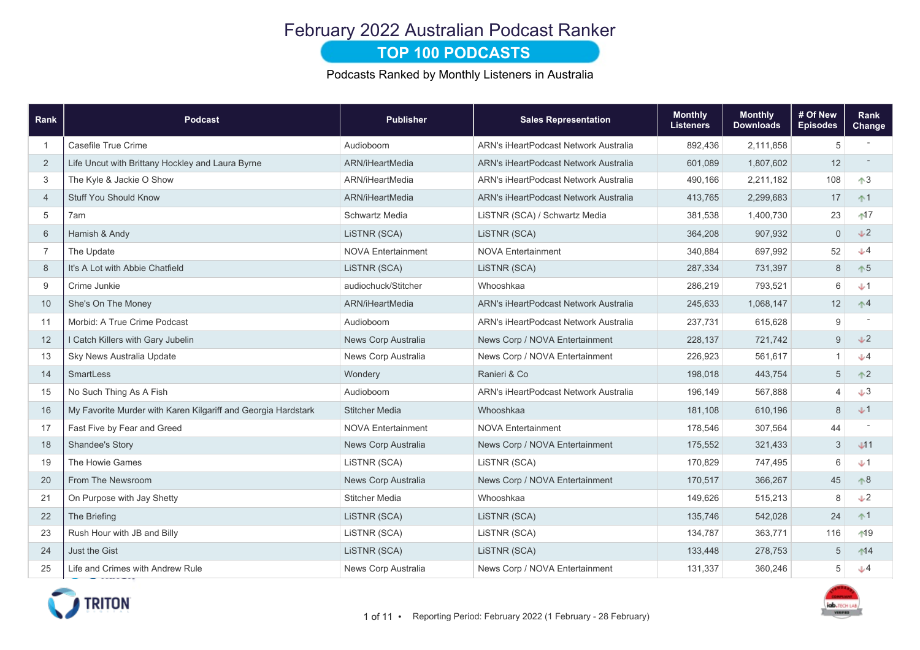# February 2022 Australian Podcast Ranker

## TOP 100 PODCASTS

Podcasts Ranked by Monthly Listeners in Australia

| Rank | Podcast | Publisher | Sales Representation | Monthly Listeners | Monthly Downloads | # Of New Episodes | Rank Change |
|---|---|---|---|---|---|---|---|
| 1 | Casefile True Crime | Audioboom | ARN's iHeartPodcast Network Australia | 892,436 | 2,111,858 | 5 | - |
| 2 | Life Uncut with Brittany Hockley and Laura Byrne | ARN/iHeartMedia | ARN's iHeartPodcast Network Australia | 601,089 | 1,807,602 | 12 | - |
| 3 | The Kyle & Jackie O Show | ARN/iHeartMedia | ARN's iHeartPodcast Network Australia | 490,166 | 2,211,182 | 108 | ↑3 |
| 4 | Stuff You Should Know | ARN/iHeartMedia | ARN's iHeartPodcast Network Australia | 413,765 | 2,299,683 | 17 | ↑1 |
| 5 | 7am | Schwartz Media | LiSTNR (SCA) / Schwartz Media | 381,538 | 1,400,730 | 23 | ↑17 |
| 6 | Hamish & Andy | LiSTNR (SCA) | LiSTNR (SCA) | 364,208 | 907,932 | 0 | ↓2 |
| 7 | The Update | NOVA Entertainment | NOVA Entertainment | 340,884 | 697,992 | 52 | ↓4 |
| 8 | It's A Lot with Abbie Chatfield | LiSTNR (SCA) | LiSTNR (SCA) | 287,334 | 731,397 | 8 | ↑5 |
| 9 | Crime Junkie | audiochuck/Stitcher | Whooshkaa | 286,219 | 793,521 | 6 | ↓1 |
| 10 | She's On The Money | ARN/iHeartMedia | ARN's iHeartPodcast Network Australia | 245,633 | 1,068,147 | 12 | ↑4 |
| 11 | Morbid: A True Crime Podcast | Audioboom | ARN's iHeartPodcast Network Australia | 237,731 | 615,628 | 9 | - |
| 12 | I Catch Killers with Gary Jubelin | News Corp Australia | News Corp / NOVA Entertainment | 228,137 | 721,742 | 9 | ↓2 |
| 13 | Sky News Australia Update | News Corp Australia | News Corp / NOVA Entertainment | 226,923 | 561,617 | 1 | ↓4 |
| 14 | SmartLess | Wondery | Ranieri & Co | 198,018 | 443,754 | 5 | ↑2 |
| 15 | No Such Thing As A Fish | Audioboom | ARN's iHeartPodcast Network Australia | 196,149 | 567,888 | 4 | ↓3 |
| 16 | My Favorite Murder with Karen Kilgariff and Georgia Hardstark | Stitcher Media | Whooshkaa | 181,108 | 610,196 | 8 | ↓1 |
| 17 | Fast Five by Fear and Greed | NOVA Entertainment | NOVA Entertainment | 178,546 | 307,564 | 44 | - |
| 18 | Shandee's Story | News Corp Australia | News Corp / NOVA Entertainment | 175,552 | 321,433 | 3 | ↓11 |
| 19 | The Howie Games | LiSTNR (SCA) | LiSTNR (SCA) | 170,829 | 747,495 | 6 | ↓1 |
| 20 | From The Newsroom | News Corp Australia | News Corp / NOVA Entertainment | 170,517 | 366,267 | 45 | ↑8 |
| 21 | On Purpose with Jay Shetty | Stitcher Media | Whooshkaa | 149,626 | 515,213 | 8 | ↓2 |
| 22 | The Briefing | LiSTNR (SCA) | LiSTNR (SCA) | 135,746 | 542,028 | 24 | ↑1 |
| 23 | Rush Hour with JB and Billy | LiSTNR (SCA) | LiSTNR (SCA) | 134,787 | 363,771 | 116 | ↑19 |
| 24 | Just the Gist | LiSTNR (SCA) | LiSTNR (SCA) | 133,448 | 278,753 | 5 | ↑14 |
| 25 | Life and Crimes with Andrew Rule | News Corp Australia | News Corp / NOVA Entertainment | 131,337 | 360,246 | 5 | ↓4 |

Reporting Period: February 2022 (1 February - 28 February)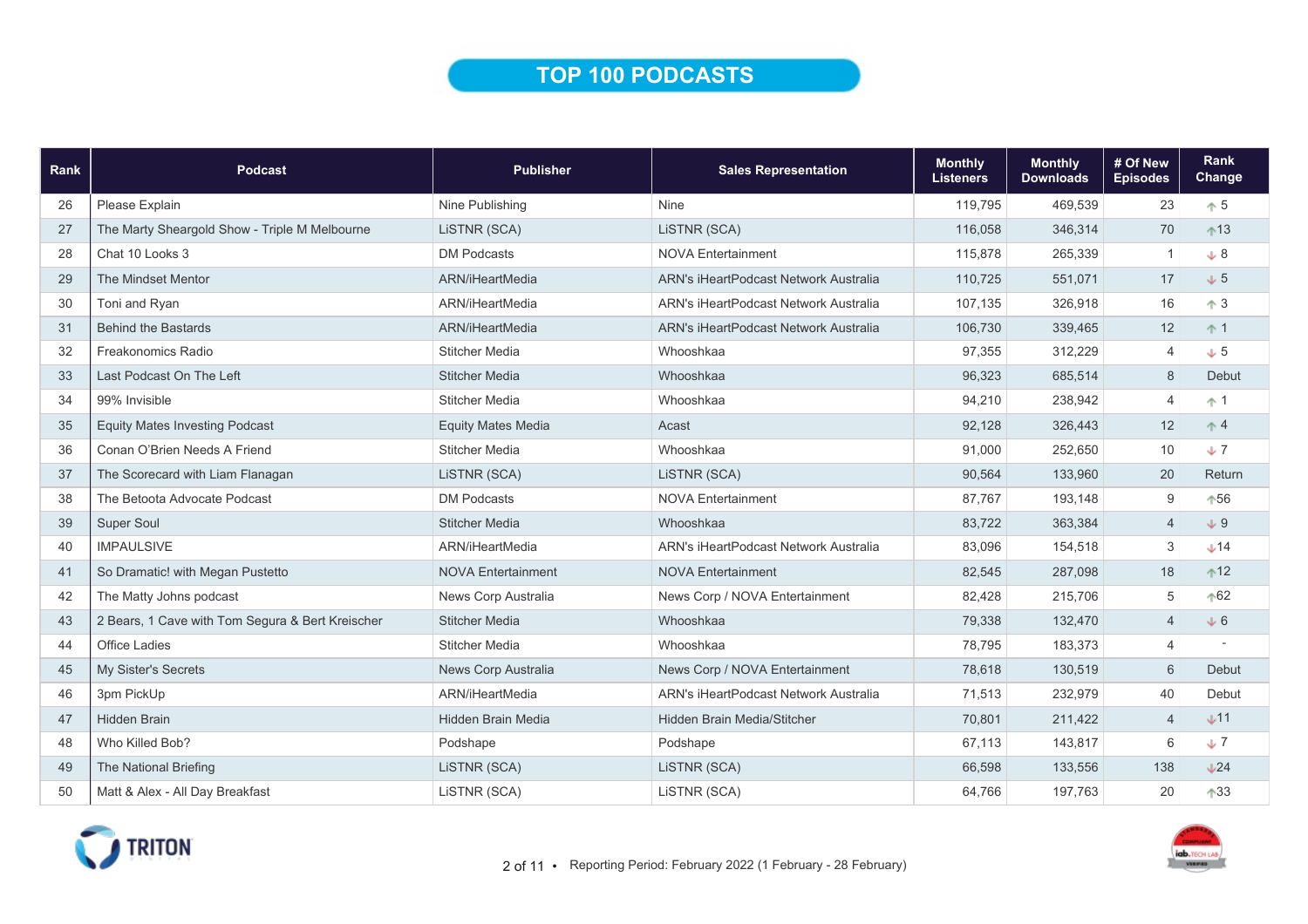# TOP 100 PODCASTS

| Rank | Podcast | Publisher | Sales Representation | Monthly Listeners | Monthly Downloads | # Of New Episodes | Rank Change |
|---|---|---|---|---|---|---|---|
| 26 | Please Explain | Nine Publishing | Nine | 119,795 | 469,539 | 23 | ↑ 5 |
| 27 | The Marty Sheargold Show - Triple M Melbourne | LiSTNR (SCA) | LiSTNR (SCA) | 116,058 | 346,314 | 70 | ↑13 |
| 28 | Chat 10 Looks 3 | DM Podcasts | NOVA Entertainment | 115,878 | 265,339 | 1 | ↓ 8 |
| 29 | The Mindset Mentor | ARN/iHeartMedia | ARN's iHeartPodcast Network Australia | 110,725 | 551,071 | 17 | ↓ 5 |
| 30 | Toni and Ryan | ARN/iHeartMedia | ARN's iHeartPodcast Network Australia | 107,135 | 326,918 | 16 | ↑ 3 |
| 31 | Behind the Bastards | ARN/iHeartMedia | ARN's iHeartPodcast Network Australia | 106,730 | 339,465 | 12 | ↑ 1 |
| 32 | Freakonomics Radio | Stitcher Media | Whooshkaa | 97,355 | 312,229 | 4 | ↓ 5 |
| 33 | Last Podcast On The Left | Stitcher Media | Whooshkaa | 96,323 | 685,514 | 8 | Debut |
| 34 | 99% Invisible | Stitcher Media | Whooshkaa | 94,210 | 238,942 | 4 | ↑ 1 |
| 35 | Equity Mates Investing Podcast | Equity Mates Media | Acast | 92,128 | 326,443 | 12 | ↑ 4 |
| 36 | Conan O'Brien Needs A Friend | Stitcher Media | Whooshkaa | 91,000 | 252,650 | 10 | ↓ 7 |
| 37 | The Scorecard with Liam Flanagan | LiSTNR (SCA) | LiSTNR (SCA) | 90,564 | 133,960 | 20 | Return |
| 38 | The Betoota Advocate Podcast | DM Podcasts | NOVA Entertainment | 87,767 | 193,148 | 9 | ↑56 |
| 39 | Super Soul | Stitcher Media | Whooshkaa | 83,722 | 363,384 | 4 | ↓ 9 |
| 40 | IMPAULSIVE | ARN/iHeartMedia | ARN's iHeartPodcast Network Australia | 83,096 | 154,518 | 3 | ↓14 |
| 41 | So Dramatic! with Megan Pustetto | NOVA Entertainment | NOVA Entertainment | 82,545 | 287,098 | 18 | ↑12 |
| 42 | The Matty Johns podcast | News Corp Australia | News Corp / NOVA Entertainment | 82,428 | 215,706 | 5 | ↑62 |
| 43 | 2 Bears, 1 Cave with Tom Segura & Bert Kreischer | Stitcher Media | Whooshkaa | 79,338 | 132,470 | 4 | ↓ 6 |
| 44 | Office Ladies | Stitcher Media | Whooshkaa | 78,795 | 183,373 | 4 | - |
| 45 | My Sister's Secrets | News Corp Australia | News Corp / NOVA Entertainment | 78,618 | 130,519 | 6 | Debut |
| 46 | 3pm PickUp | ARN/iHeartMedia | ARN's iHeartPodcast Network Australia | 71,513 | 232,979 | 40 | Debut |
| 47 | Hidden Brain | Hidden Brain Media | Hidden Brain Media/Stitcher | 70,801 | 211,422 | 4 | ↓11 |
| 48 | Who Killed Bob? | Podshape | Podshape | 67,113 | 143,817 | 6 | ↓ 7 |
| 49 | The National Briefing | LiSTNR (SCA) | LiSTNR (SCA) | 66,598 | 133,556 | 138 | ↓24 |
| 50 | Matt & Alex - All Day Breakfast | LiSTNR (SCA) | LiSTNR (SCA) | 64,766 | 197,763 | 20 | ↑33 |

Reporting Period: February 2022 (1 February - 28 February)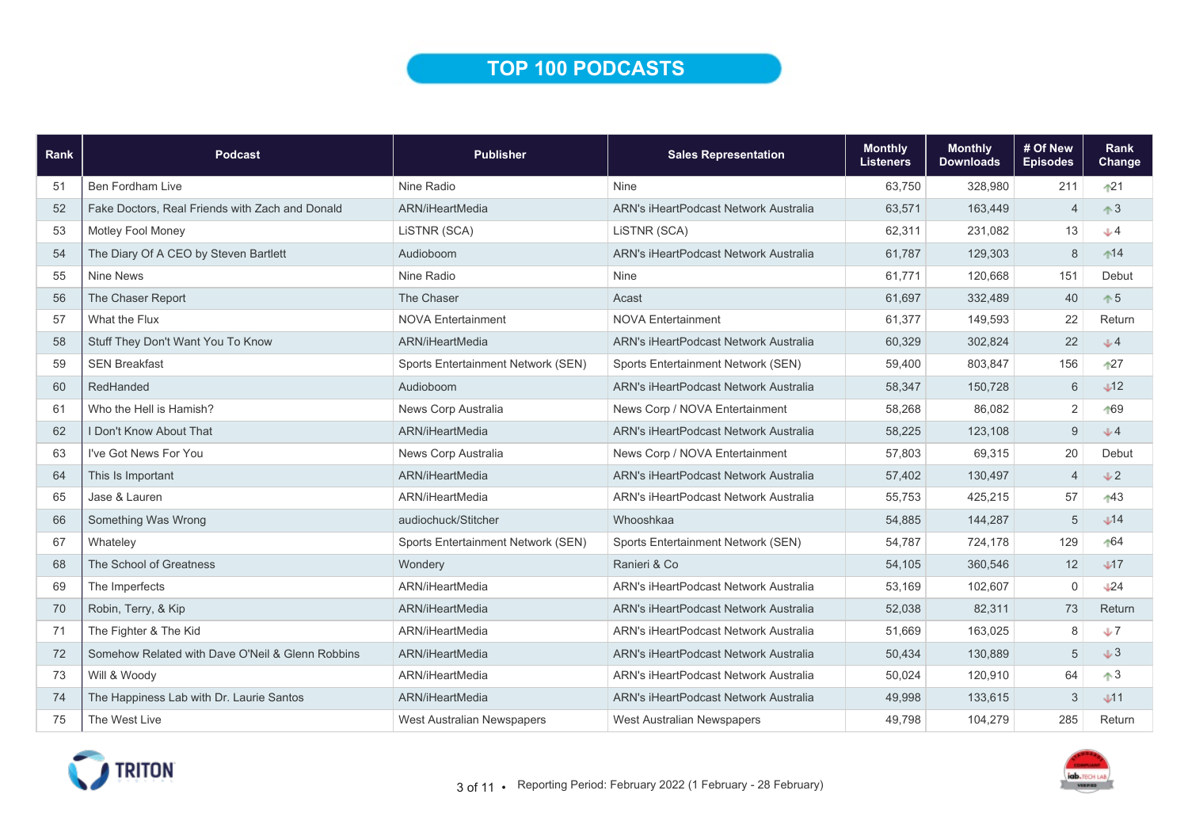# TOP 100 PODCASTS

| Rank | Podcast | Publisher | Sales Representation | Monthly Listeners | Monthly Downloads | # Of New Episodes | Rank Change |
|---|---|---|---|---|---|---|---|
| 51 | Ben Fordham Live | Nine Radio | Nine | 63,750 | 328,980 | 211 | ↑21 |
| 52 | Fake Doctors, Real Friends with Zach and Donald | ARN/iHeartMedia | ARN's iHeartPodcast Network Australia | 63,571 | 163,449 | 4 | ↑3 |
| 53 | Motley Fool Money | LiSTNR (SCA) | LiSTNR (SCA) | 62,311 | 231,082 | 13 | ↓4 |
| 54 | The Diary Of A CEO by Steven Bartlett | Audioboom | ARN's iHeartPodcast Network Australia | 61,787 | 129,303 | 8 | ↑14 |
| 55 | Nine News | Nine Radio | Nine | 61,771 | 120,668 | 151 | Debut |
| 56 | The Chaser Report | The Chaser | Acast | 61,697 | 332,489 | 40 | ↑5 |
| 57 | What the Flux | NOVA Entertainment | NOVA Entertainment | 61,377 | 149,593 | 22 | Return |
| 58 | Stuff They Don't Want You To Know | ARN/iHeartMedia | ARN's iHeartPodcast Network Australia | 60,329 | 302,824 | 22 | ↓4 |
| 59 | SEN Breakfast | Sports Entertainment Network (SEN) | Sports Entertainment Network (SEN) | 59,400 | 803,847 | 156 | ↑27 |
| 60 | RedHanded | Audioboom | ARN's iHeartPodcast Network Australia | 58,347 | 150,728 | 6 | ↓12 |
| 61 | Who the Hell is Hamish? | News Corp Australia | News Corp / NOVA Entertainment | 58,268 | 86,082 | 2 | ↑69 |
| 62 | I Don't Know About That | ARN/iHeartMedia | ARN's iHeartPodcast Network Australia | 58,225 | 123,108 | 9 | ↓4 |
| 63 | I've Got News For You | News Corp Australia | News Corp / NOVA Entertainment | 57,803 | 69,315 | 20 | Debut |
| 64 | This Is Important | ARN/iHeartMedia | ARN's iHeartPodcast Network Australia | 57,402 | 130,497 | 4 | ↓2 |
| 65 | Jase & Lauren | ARN/iHeartMedia | ARN's iHeartPodcast Network Australia | 55,753 | 425,215 | 57 | ↑43 |
| 66 | Something Was Wrong | audiochuck/Stitcher | Whooshkaa | 54,885 | 144,287 | 5 | ↓14 |
| 67 | Whateley | Sports Entertainment Network (SEN) | Sports Entertainment Network (SEN) | 54,787 | 724,178 | 129 | ↑64 |
| 68 | The School of Greatness | Wondery | Ranieri & Co | 54,105 | 360,546 | 12 | ↓17 |
| 69 | The Imperfects | ARN/iHeartMedia | ARN's iHeartPodcast Network Australia | 53,169 | 102,607 | 0 | ↓24 |
| 70 | Robin, Terry, & Kip | ARN/iHeartMedia | ARN's iHeartPodcast Network Australia | 52,038 | 82,311 | 73 | Return |
| 71 | The Fighter & The Kid | ARN/iHeartMedia | ARN's iHeartPodcast Network Australia | 51,669 | 163,025 | 8 | ↓7 |
| 72 | Somehow Related with Dave O'Neil & Glenn Robbins | ARN/iHeartMedia | ARN's iHeartPodcast Network Australia | 50,434 | 130,889 | 5 | ↓3 |
| 73 | Will & Woody | ARN/iHeartMedia | ARN's iHeartPodcast Network Australia | 50,024 | 120,910 | 64 | ↑3 |
| 74 | The Happiness Lab with Dr. Laurie Santos | ARN/iHeartMedia | ARN's iHeartPodcast Network Australia | 49,998 | 133,615 | 3 | ↓11 |
| 75 | The West Live | West Australian Newspapers | West Australian Newspapers | 49,798 | 104,279 | 285 | Return |

Reporting Period: February 2022 (1 February - 28 February)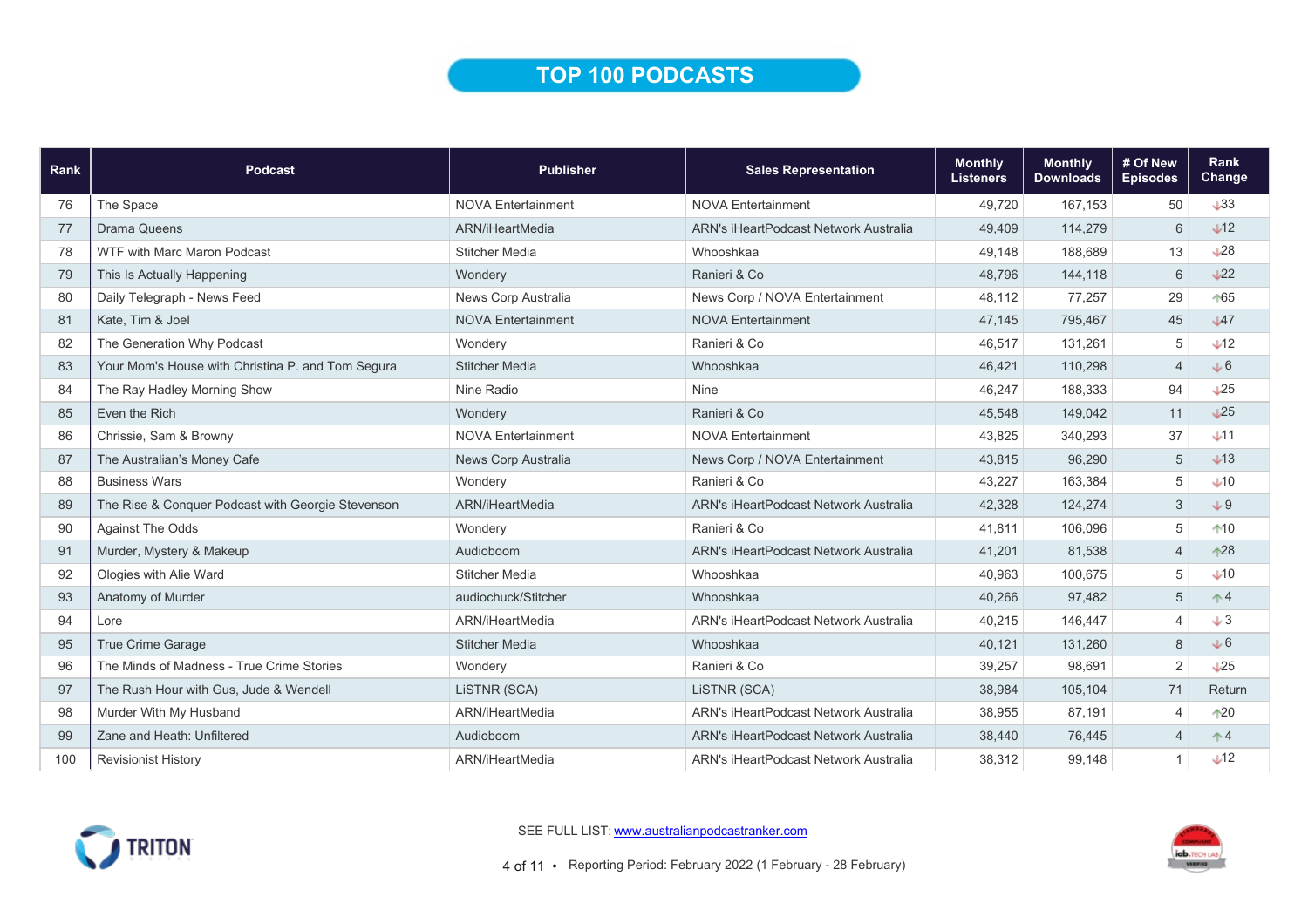# TOP 100 PODCASTS

| Rank | Podcast | Publisher | Sales Representation | Monthly Listeners | Monthly Downloads | # Of New Episodes | Rank Change |
|---|---|---|---|---|---|---|---|
| 76 | The Space | NOVA Entertainment | NOVA Entertainment | 49,720 | 167,153 | 50 | ↓33 |
| 77 | Drama Queens | ARN/iHeartMedia | ARN's iHeartPodcast Network Australia | 49,409 | 114,279 | 6 | ↓12 |
| 78 | WTF with Marc Maron Podcast | Stitcher Media | Whooshkaa | 49,148 | 188,689 | 13 | ↓28 |
| 79 | This Is Actually Happening | Wondery | Ranieri & Co | 48,796 | 144,118 | 6 | ↓22 |
| 80 | Daily Telegraph - News Feed | News Corp Australia | News Corp / NOVA Entertainment | 48,112 | 77,257 | 29 | ↑65 |
| 81 | Kate, Tim & Joel | NOVA Entertainment | NOVA Entertainment | 47,145 | 795,467 | 45 | ↓47 |
| 82 | The Generation Why Podcast | Wondery | Ranieri & Co | 46,517 | 131,261 | 5 | ↓12 |
| 83 | Your Mom's House with Christina P. and Tom Segura | Stitcher Media | Whooshkaa | 46,421 | 110,298 | 4 | ↓6 |
| 84 | The Ray Hadley Morning Show | Nine Radio | Nine | 46,247 | 188,333 | 94 | ↓25 |
| 85 | Even the Rich | Wondery | Ranieri & Co | 45,548 | 149,042 | 11 | ↓25 |
| 86 | Chrissie, Sam & Browny | NOVA Entertainment | NOVA Entertainment | 43,825 | 340,293 | 37 | ↓11 |
| 87 | The Australian's Money Cafe | News Corp Australia | News Corp / NOVA Entertainment | 43,815 | 96,290 | 5 | ↓13 |
| 88 | Business Wars | Wondery | Ranieri & Co | 43,227 | 163,384 | 5 | ↓10 |
| 89 | The Rise & Conquer Podcast with Georgie Stevenson | ARN/iHeartMedia | ARN's iHeartPodcast Network Australia | 42,328 | 124,274 | 3 | ↓9 |
| 90 | Against The Odds | Wondery | Ranieri & Co | 41,811 | 106,096 | 5 | ↑10 |
| 91 | Murder, Mystery & Makeup | Audioboom | ARN's iHeartPodcast Network Australia | 41,201 | 81,538 | 4 | ↑28 |
| 92 | Ologies with Alie Ward | Stitcher Media | Whooshkaa | 40,963 | 100,675 | 5 | ↓10 |
| 93 | Anatomy of Murder | audiochuck/Stitcher | Whooshkaa | 40,266 | 97,482 | 5 | ↑4 |
| 94 | Lore | ARN/iHeartMedia | ARN's iHeartPodcast Network Australia | 40,215 | 146,447 | 4 | ↓3 |
| 95 | True Crime Garage | Stitcher Media | Whooshkaa | 40,121 | 131,260 | 8 | ↓6 |
| 96 | The Minds of Madness - True Crime Stories | Wondery | Ranieri & Co | 39,257 | 98,691 | 2 | ↓25 |
| 97 | The Rush Hour with Gus, Jude & Wendell | LiSTNR (SCA) | LiSTNR (SCA) | 38,984 | 105,104 | 71 | Return |
| 98 | Murder With My Husband | ARN/iHeartMedia | ARN's iHeartPodcast Network Australia | 38,955 | 87,191 | 4 | ↑20 |
| 99 | Zane and Heath: Unfiltered | Audioboom | ARN's iHeartPodcast Network Australia | 38,440 | 76,445 | 4 | ↑4 |
| 100 | Revisionist History | ARN/iHeartMedia | ARN's iHeartPodcast Network Australia | 38,312 | 99,148 | 1 | ↓12 |

SEE FULL LIST: www.australianpodcastranker.com

Reporting Period: February 2022 (1 February - 28 February)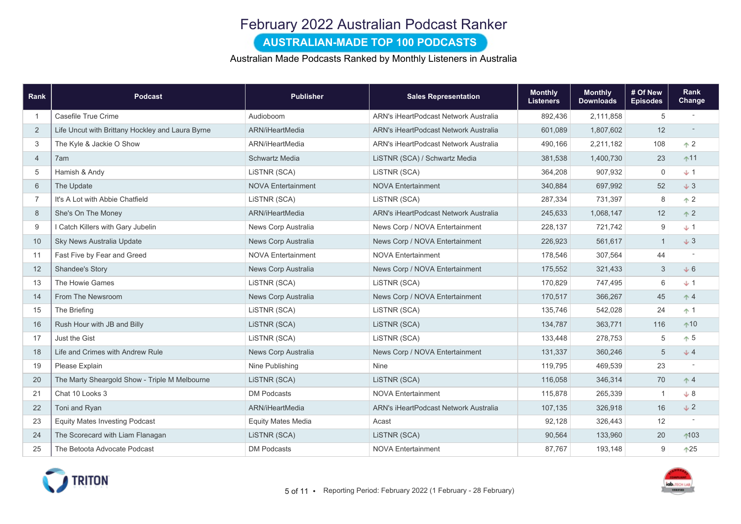# February 2022 Australian Podcast Ranker

## AUSTRALIAN-MADE TOP 100 PODCASTS

Australian Made Podcasts Ranked by Monthly Listeners in Australia

| Rank | Podcast | Publisher | Sales Representation | Monthly Listeners | Monthly Downloads | # Of New Episodes | Rank Change |
|---|---|---|---|---|---|---|---|
| 1 | Casefile True Crime | Audioboom | ARN's iHeartPodcast Network Australia | 892,436 | 2,111,858 | 5 | - |
| 2 | Life Uncut with Brittany Hockley and Laura Byrne | ARN/iHeartMedia | ARN's iHeartPodcast Network Australia | 601,089 | 1,807,602 | 12 | - |
| 3 | The Kyle & Jackie O Show | ARN/iHeartMedia | ARN's iHeartPodcast Network Australia | 490,166 | 2,211,182 | 108 | ↑ 2 |
| 4 | 7am | Schwartz Media | LiSTNR (SCA) / Schwartz Media | 381,538 | 1,400,730 | 23 | ↑ 11 |
| 5 | Hamish & Andy | LiSTNR (SCA) | LiSTNR (SCA) | 364,208 | 907,932 | 0 | ↓ 1 |
| 6 | The Update | NOVA Entertainment | NOVA Entertainment | 340,884 | 697,992 | 52 | ↓ 3 |
| 7 | It's A Lot with Abbie Chatfield | LiSTNR (SCA) | LiSTNR (SCA) | 287,334 | 731,397 | 8 | ↑ 2 |
| 8 | She's On The Money | ARN/iHeartMedia | ARN's iHeartPodcast Network Australia | 245,633 | 1,068,147 | 12 | ↑ 2 |
| 9 | I Catch Killers with Gary Jubelin | News Corp Australia | News Corp / NOVA Entertainment | 228,137 | 721,742 | 9 | ↓ 1 |
| 10 | Sky News Australia Update | News Corp Australia | News Corp / NOVA Entertainment | 226,923 | 561,617 | 1 | ↓ 3 |
| 11 | Fast Five by Fear and Greed | NOVA Entertainment | NOVA Entertainment | 178,546 | 307,564 | 44 | - |
| 12 | Shandee's Story | News Corp Australia | News Corp / NOVA Entertainment | 175,552 | 321,433 | 3 | ↓ 6 |
| 13 | The Howie Games | LiSTNR (SCA) | LiSTNR (SCA) | 170,829 | 747,495 | 6 | ↓ 1 |
| 14 | From The Newsroom | News Corp Australia | News Corp / NOVA Entertainment | 170,517 | 366,267 | 45 | ↑ 4 |
| 15 | The Briefing | LiSTNR (SCA) | LiSTNR (SCA) | 135,746 | 542,028 | 24 | ↑ 1 |
| 16 | Rush Hour with JB and Billy | LiSTNR (SCA) | LiSTNR (SCA) | 134,787 | 363,771 | 116 | ↑ 10 |
| 17 | Just the Gist | LiSTNR (SCA) | LiSTNR (SCA) | 133,448 | 278,753 | 5 | ↑ 5 |
| 18 | Life and Crimes with Andrew Rule | News Corp Australia | News Corp / NOVA Entertainment | 131,337 | 360,246 | 5 | ↓ 4 |
| 19 | Please Explain | Nine Publishing | Nine | 119,795 | 469,539 | 23 | - |
| 20 | The Marty Sheargold Show - Triple M Melbourne | LiSTNR (SCA) | LiSTNR (SCA) | 116,058 | 346,314 | 70 | ↑ 4 |
| 21 | Chat 10 Looks 3 | DM Podcasts | NOVA Entertainment | 115,878 | 265,339 | 1 | ↓ 8 |
| 22 | Toni and Ryan | ARN/iHeartMedia | ARN's iHeartPodcast Network Australia | 107,135 | 326,918 | 16 | ↓ 2 |
| 23 | Equity Mates Investing Podcast | Equity Mates Media | Acast | 92,128 | 326,443 | 12 | - |
| 24 | The Scorecard with Liam Flanagan | LiSTNR (SCA) | LiSTNR (SCA) | 90,564 | 133,960 | 20 | ↑ 103 |
| 25 | The Betoota Advocate Podcast | DM Podcasts | NOVA Entertainment | 87,767 | 193,148 | 9 | ↑ 25 |

Reporting Period: February 2022 (1 February - 28 February)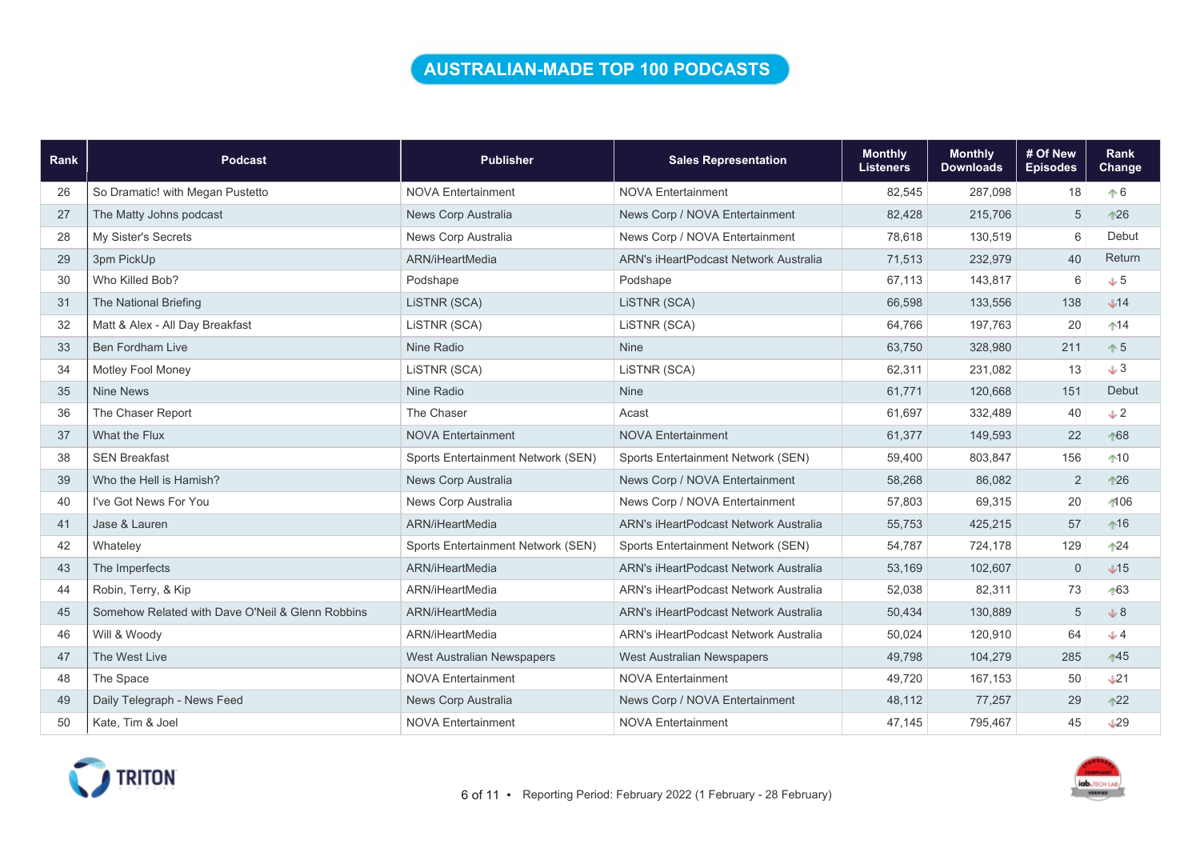# AUSTRALIAN-MADE TOP 100 PODCASTS

| Rank | Podcast | Publisher | Sales Representation | Monthly Listeners | Monthly Downloads | # Of New Episodes | Rank Change |
|---|---|---|---|---|---|---|---|
| 26 | So Dramatic! with Megan Pustetto | NOVA Entertainment | NOVA Entertainment | 82,545 | 287,098 | 18 | ↑6 |
| 27 | The Matty Johns podcast | News Corp Australia | News Corp / NOVA Entertainment | 82,428 | 215,706 | 5 | ↑26 |
| 28 | My Sister's Secrets | News Corp Australia | News Corp / NOVA Entertainment | 78,618 | 130,519 | 6 | Debut |
| 29 | 3pm PickUp | ARN/iHeartMedia | ARN's iHeartPodcast Network Australia | 71,513 | 232,979 | 40 | Return |
| 30 | Who Killed Bob? | Podshape | Podshape | 67,113 | 143,817 | 6 | ↓5 |
| 31 | The National Briefing | LiSTNR (SCA) | LiSTNR (SCA) | 66,598 | 133,556 | 138 | ↓14 |
| 32 | Matt & Alex - All Day Breakfast | LiSTNR (SCA) | LiSTNR (SCA) | 64,766 | 197,763 | 20 | ↑14 |
| 33 | Ben Fordham Live | Nine Radio | Nine | 63,750 | 328,980 | 211 | ↑5 |
| 34 | Motley Fool Money | LiSTNR (SCA) | LiSTNR (SCA) | 62,311 | 231,082 | 13 | ↓3 |
| 35 | Nine News | Nine Radio | Nine | 61,771 | 120,668 | 151 | Debut |
| 36 | The Chaser Report | The Chaser | Acast | 61,697 | 332,489 | 40 | ↓2 |
| 37 | What the Flux | NOVA Entertainment | NOVA Entertainment | 61,377 | 149,593 | 22 | ↑68 |
| 38 | SEN Breakfast | Sports Entertainment Network (SEN) | Sports Entertainment Network (SEN) | 59,400 | 803,847 | 156 | ↑10 |
| 39 | Who the Hell is Hamish? | News Corp Australia | News Corp / NOVA Entertainment | 58,268 | 86,082 | 2 | ↑26 |
| 40 | I've Got News For You | News Corp Australia | News Corp / NOVA Entertainment | 57,803 | 69,315 | 20 | ↑106 |
| 41 | Jase & Lauren | ARN/iHeartMedia | ARN's iHeartPodcast Network Australia | 55,753 | 425,215 | 57 | ↑16 |
| 42 | Whateley | Sports Entertainment Network (SEN) | Sports Entertainment Network (SEN) | 54,787 | 724,178 | 129 | ↑24 |
| 43 | The Imperfects | ARN/iHeartMedia | ARN's iHeartPodcast Network Australia | 53,169 | 102,607 | 0 | ↓15 |
| 44 | Robin, Terry, & Kip | ARN/iHeartMedia | ARN's iHeartPodcast Network Australia | 52,038 | 82,311 | 73 | ↑63 |
| 45 | Somehow Related with Dave O'Neil & Glenn Robbins | ARN/iHeartMedia | ARN's iHeartPodcast Network Australia | 50,434 | 130,889 | 5 | ↓8 |
| 46 | Will & Woody | ARN/iHeartMedia | ARN's iHeartPodcast Network Australia | 50,024 | 120,910 | 64 | ↓4 |
| 47 | The West Live | West Australian Newspapers | West Australian Newspapers | 49,798 | 104,279 | 285 | ↑45 |
| 48 | The Space | NOVA Entertainment | NOVA Entertainment | 49,720 | 167,153 | 50 | ↓21 |
| 49 | Daily Telegraph - News Feed | News Corp Australia | News Corp / NOVA Entertainment | 48,112 | 77,257 | 29 | ↑22 |
| 50 | Kate, Tim & Joel | NOVA Entertainment | NOVA Entertainment | 47,145 | 795,467 | 45 | ↓29 |

Reporting Period: February 2022 (1 February - 28 February)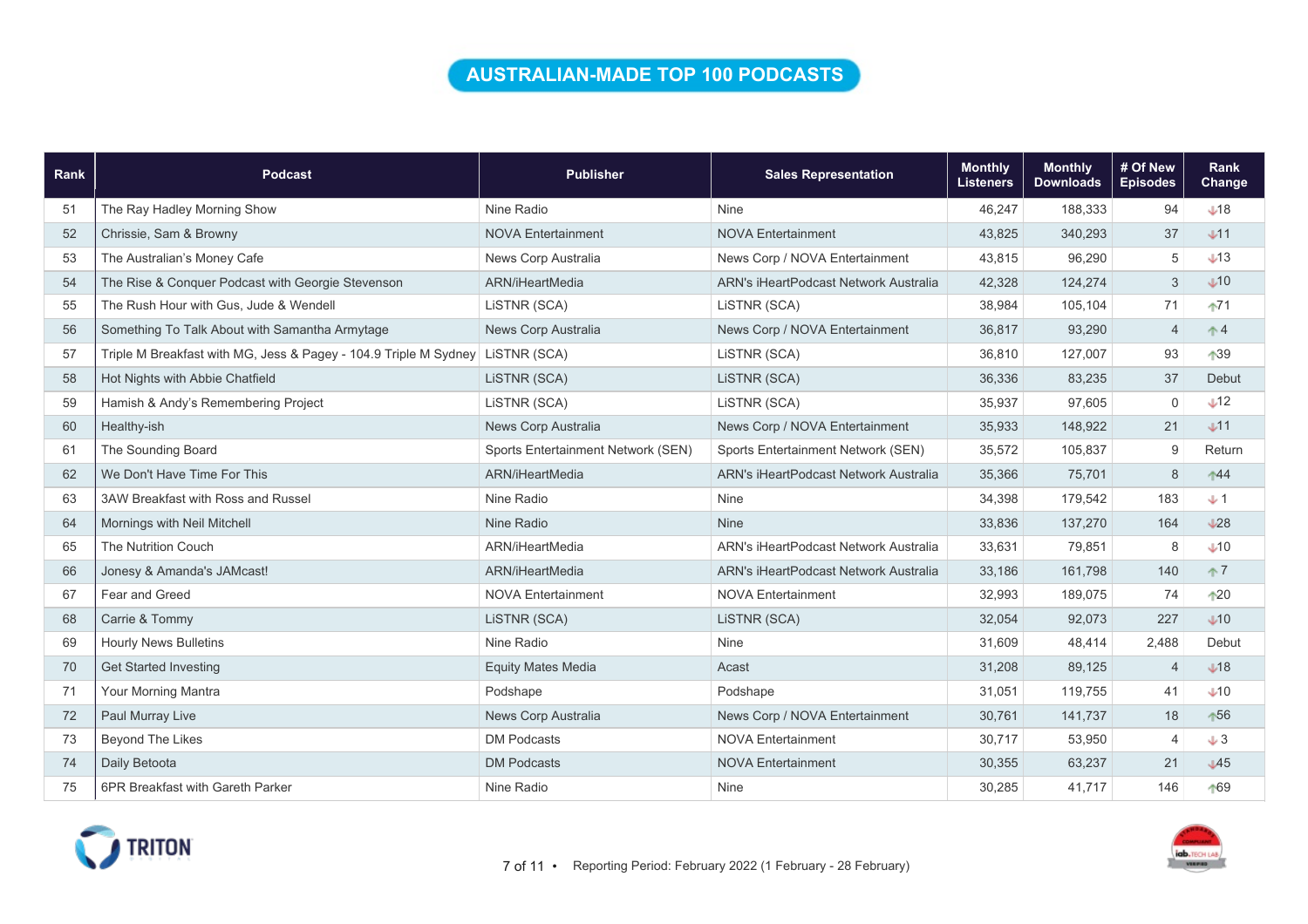# AUSTRALIAN-MADE TOP 100 PODCASTS

| Rank | Podcast | Publisher | Sales Representation | Monthly Listeners | Monthly Downloads | # Of New Episodes | Rank Change |
|---|---|---|---|---|---|---|---|
| 51 | The Ray Hadley Morning Show | Nine Radio | Nine | 46,247 | 188,333 | 94 | ↓18 |
| 52 | Chrissie, Sam & Browny | NOVA Entertainment | NOVA Entertainment | 43,825 | 340,293 | 37 | ↓11 |
| 53 | The Australian's Money Cafe | News Corp Australia | News Corp / NOVA Entertainment | 43,815 | 96,290 | 5 | ↓13 |
| 54 | The Rise & Conquer Podcast with Georgie Stevenson | ARN/iHeartMedia | ARN's iHeartPodcast Network Australia | 42,328 | 124,274 | 3 | ↓10 |
| 55 | The Rush Hour with Gus, Jude & Wendell | LiSTNR (SCA) | LiSTNR (SCA) | 38,984 | 105,104 | 71 | ↑71 |
| 56 | Something To Talk About with Samantha Armytage | News Corp Australia | News Corp / NOVA Entertainment | 36,817 | 93,290 | 4 | ↑4 |
| 57 | Triple M Breakfast with MG, Jess & Pagey - 104.9 Triple M Sydney | LiSTNR (SCA) | LiSTNR (SCA) | 36,810 | 127,007 | 93 | ↑39 |
| 58 | Hot Nights with Abbie Chatfield | LiSTNR (SCA) | LiSTNR (SCA) | 36,336 | 83,235 | 37 | Debut |
| 59 | Hamish & Andy's Remembering Project | LiSTNR (SCA) | LiSTNR (SCA) | 35,937 | 97,605 | 0 | ↓12 |
| 60 | Healthy-ish | News Corp Australia | News Corp / NOVA Entertainment | 35,933 | 148,922 | 21 | ↓11 |
| 61 | The Sounding Board | Sports Entertainment Network (SEN) | Sports Entertainment Network (SEN) | 35,572 | 105,837 | 9 | Return |
| 62 | We Don't Have Time For This | ARN/iHeartMedia | ARN's iHeartPodcast Network Australia | 35,366 | 75,701 | 8 | ↑44 |
| 63 | 3AW Breakfast with Ross and Russel | Nine Radio | Nine | 34,398 | 179,542 | 183 | ↓1 |
| 64 | Mornings with Neil Mitchell | Nine Radio | Nine | 33,836 | 137,270 | 164 | ↓28 |
| 65 | The Nutrition Couch | ARN/iHeartMedia | ARN's iHeartPodcast Network Australia | 33,631 | 79,851 | 8 | ↓10 |
| 66 | Jonesy & Amanda's JAMcast! | ARN/iHeartMedia | ARN's iHeartPodcast Network Australia | 33,186 | 161,798 | 140 | ↑7 |
| 67 | Fear and Greed | NOVA Entertainment | NOVA Entertainment | 32,993 | 189,075 | 74 | ↑20 |
| 68 | Carrie & Tommy | LiSTNR (SCA) | LiSTNR (SCA) | 32,054 | 92,073 | 227 | ↓10 |
| 69 | Hourly News Bulletins | Nine Radio | Nine | 31,609 | 48,414 | 2,488 | Debut |
| 70 | Get Started Investing | Equity Mates Media | Acast | 31,208 | 89,125 | 4 | ↓18 |
| 71 | Your Morning Mantra | Podshape | Podshape | 31,051 | 119,755 | 41 | ↓10 |
| 72 | Paul Murray Live | News Corp Australia | News Corp / NOVA Entertainment | 30,761 | 141,737 | 18 | ↑56 |
| 73 | Beyond The Likes | DM Podcasts | NOVA Entertainment | 30,717 | 53,950 | 4 | ↓3 |
| 74 | Daily Betoota | DM Podcasts | NOVA Entertainment | 30,355 | 63,237 | 21 | ↓45 |
| 75 | 6PR Breakfast with Gareth Parker | Nine Radio | Nine | 30,285 | 41,717 | 146 | ↑69 |

Reporting Period: February 2022 (1 February - 28 February)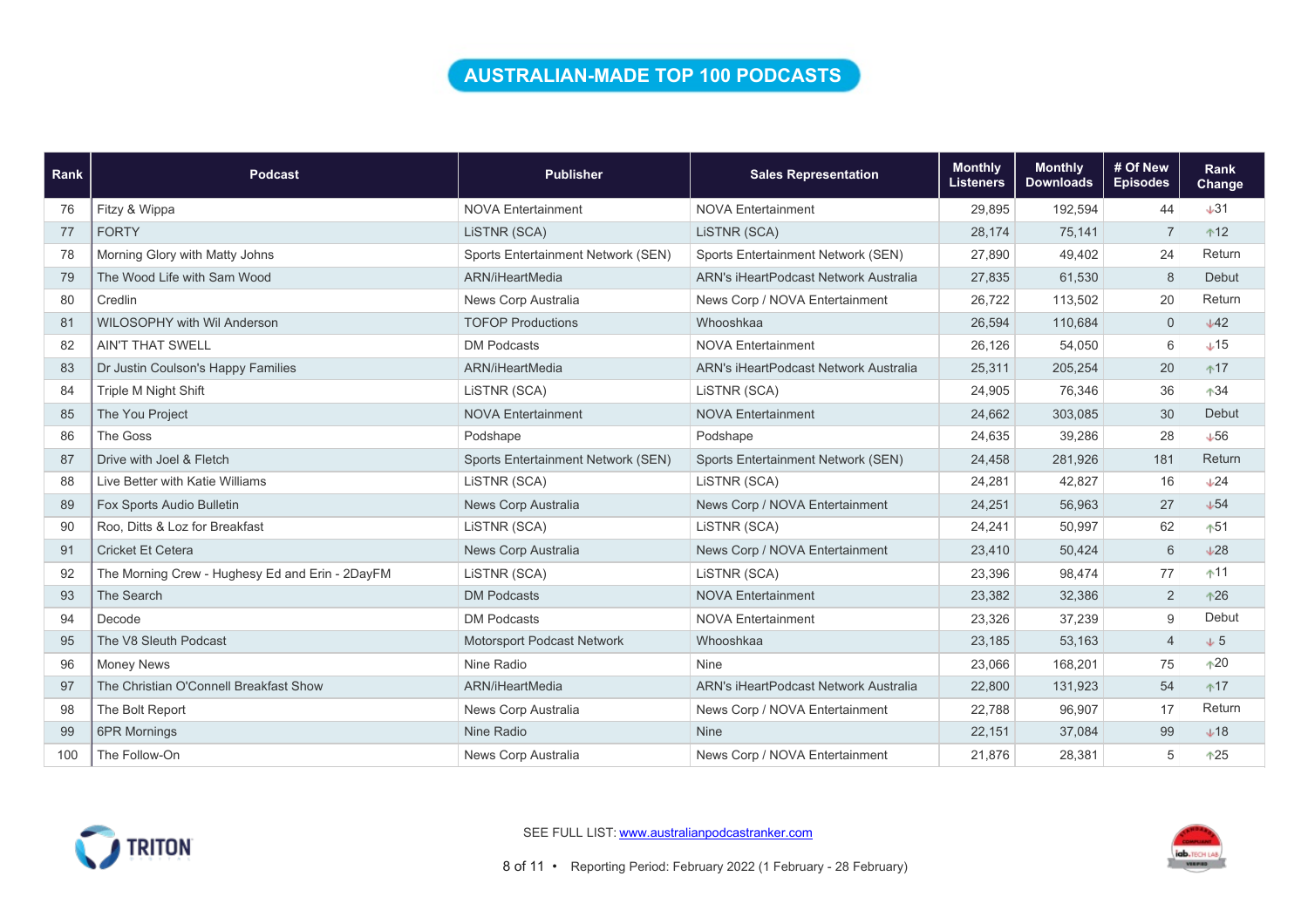# AUSTRALIAN-MADE TOP 100 PODCASTS

| Rank | Podcast | Publisher | Sales Representation | Monthly Listeners | Monthly Downloads | # Of New Episodes | Rank Change |
|---|---|---|---|---|---|---|---|
| 76 | Fitzy & Wippa | NOVA Entertainment | NOVA Entertainment | 29,895 | 192,594 | 44 | ↓31 |
| 77 | FORTY | LiSTNR (SCA) | LiSTNR (SCA) | 28,174 | 75,141 | 7 | ↑12 |
| 78 | Morning Glory with Matty Johns | Sports Entertainment Network (SEN) | Sports Entertainment Network (SEN) | 27,890 | 49,402 | 24 | Return |
| 79 | The Wood Life with Sam Wood | ARN/iHeartMedia | ARN's iHeartPodcast Network Australia | 27,835 | 61,530 | 8 | Debut |
| 80 | Credlin | News Corp Australia | News Corp / NOVA Entertainment | 26,722 | 113,502 | 20 | Return |
| 81 | WILOSOPHY with Wil Anderson | TOFOP Productions | Whooshkaa | 26,594 | 110,684 | 0 | ↓42 |
| 82 | AIN'T THAT SWELL | DM Podcasts | NOVA Entertainment | 26,126 | 54,050 | 6 | ↓15 |
| 83 | Dr Justin Coulson's Happy Families | ARN/iHeartMedia | ARN's iHeartPodcast Network Australia | 25,311 | 205,254 | 20 | ↑17 |
| 84 | Triple M Night Shift | LiSTNR (SCA) | LiSTNR (SCA) | 24,905 | 76,346 | 36 | ↑34 |
| 85 | The You Project | NOVA Entertainment | NOVA Entertainment | 24,662 | 303,085 | 30 | Debut |
| 86 | The Goss | Podshape | Podshape | 24,635 | 39,286 | 28 | ↓56 |
| 87 | Drive with Joel & Fletch | Sports Entertainment Network (SEN) | Sports Entertainment Network (SEN) | 24,458 | 281,926 | 181 | Return |
| 88 | Live Better with Katie Williams | LiSTNR (SCA) | LiSTNR (SCA) | 24,281 | 42,827 | 16 | ↓24 |
| 89 | Fox Sports Audio Bulletin | News Corp Australia | News Corp / NOVA Entertainment | 24,251 | 56,963 | 27 | ↓54 |
| 90 | Roo, Ditts & Loz for Breakfast | LiSTNR (SCA) | LiSTNR (SCA) | 24,241 | 50,997 | 62 | ↑51 |
| 91 | Cricket Et Cetera | News Corp Australia | News Corp / NOVA Entertainment | 23,410 | 50,424 | 6 | ↓28 |
| 92 | The Morning Crew - Hughesy Ed and Erin - 2DayFM | LiSTNR (SCA) | LiSTNR (SCA) | 23,396 | 98,474 | 77 | ↑11 |
| 93 | The Search | DM Podcasts | NOVA Entertainment | 23,382 | 32,386 | 2 | ↑26 |
| 94 | Decode | DM Podcasts | NOVA Entertainment | 23,326 | 37,239 | 9 | Debut |
| 95 | The V8 Sleuth Podcast | Motorsport Podcast Network | Whooshkaa | 23,185 | 53,163 | 4 | ↓5 |
| 96 | Money News | Nine Radio | Nine | 23,066 | 168,201 | 75 | ↑20 |
| 97 | The Christian O'Connell Breakfast Show | ARN/iHeartMedia | ARN's iHeartPodcast Network Australia | 22,800 | 131,923 | 54 | ↑17 |
| 98 | The Bolt Report | News Corp Australia | News Corp / NOVA Entertainment | 22,788 | 96,907 | 17 | Return |
| 99 | 6PR Mornings | Nine Radio | Nine | 22,151 | 37,084 | 99 | ↓18 |
| 100 | The Follow-On | News Corp Australia | News Corp / NOVA Entertainment | 21,876 | 28,381 | 5 | ↑25 |

SEE FULL LIST: www.australianpodcastranker.com

Reporting Period: February 2022 (1 February - 28 February)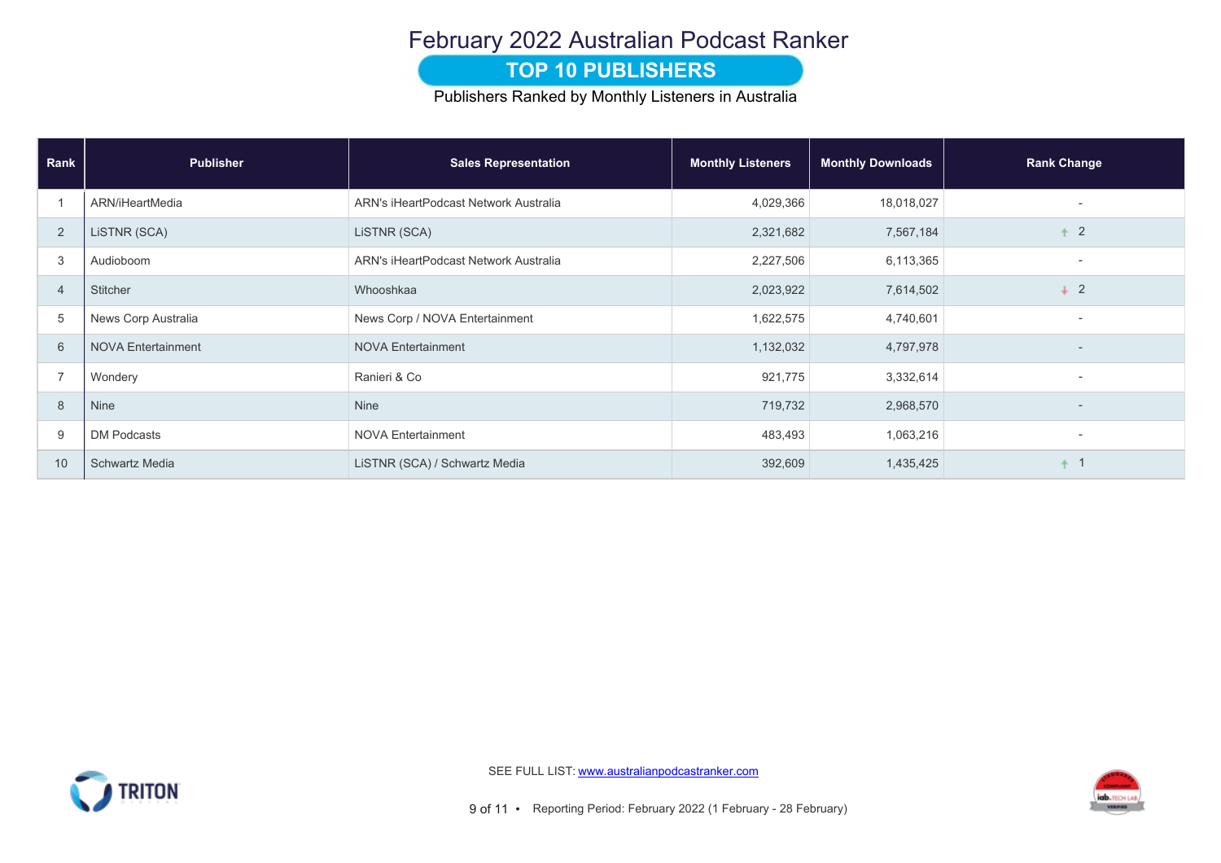# February 2022 Australian Podcast Ranker

## TOP 10 PUBLISHERS

Publishers Ranked by Monthly Listeners in Australia

| Rank | Publisher | Sales Representation | Monthly Listeners | Monthly Downloads | Rank Change |
|---|---|---|---|---|---|
| 1 | ARN/iHeartMedia | ARN's iHeartPodcast Network Australia | 4,029,366 | 18,018,027 | - |
| 2 | LiSTNR (SCA) | LiSTNR (SCA) | 2,321,682 | 7,567,184 | ↑ 2 |
| 3 | Audioboom | ARN's iHeartPodcast Network Australia | 2,227,506 | 6,113,365 | - |
| 4 | Stitcher | Whooshkaa | 2,023,922 | 7,614,502 | ↓ 2 |
| 5 | News Corp Australia | News Corp / NOVA Entertainment | 1,622,575 | 4,740,601 | - |
| 6 | NOVA Entertainment | NOVA Entertainment | 1,132,032 | 4,797,978 | - |
| 7 | Wondery | Ranieri & Co | 921,775 | 3,332,614 | - |
| 8 | Nine | Nine | 719,732 | 2,968,570 | - |
| 9 | DM Podcasts | NOVA Entertainment | 483,493 | 1,063,216 | - |
| 10 | Schwartz Media | LiSTNR (SCA) / Schwartz Media | 392,609 | 1,435,425 | ↑ 1 |

SEE FULL LIST: www.australianpodcastranker.com

Reporting Period: February 2022 (1 February - 28 February)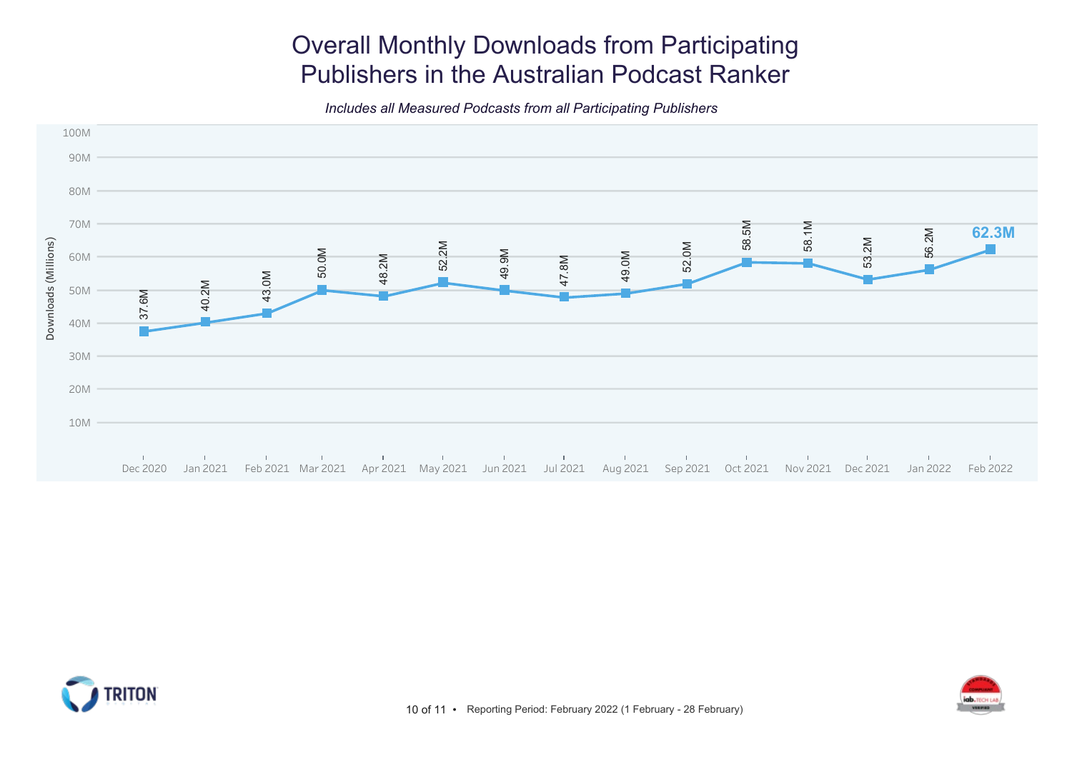# Overall Monthly Downloads from Participating Publishers in the Australian Podcast Ranker

*Includes all Measured Podcasts from all Participating Publishers*

| Month | Downloads (Millions) |
| --- | --- |
| Dec 2020 | 37.6M |
| Jan 2021 | 40.2M |
| Feb 2021 | 43.0M |
| Mar 2021 | 50.0M |
| Apr 2021 | 48.2M |
| May 2021 | 52.2M |
| Jun 2021 | 49.9M |
| Jul 2021 | 47.8M |
| Aug 2021 | 49.0M |
| Sep 2021 | 52.0M |
| Oct 2021 | 58.5M |
| Nov 2021 | 58.1M |
| Dec 2021 | 53.2M |
| Jan 2022 | 56.2M |
| Feb 2022 | 62.3M |

Reporting Period: February 2022 (1 February - 28 February)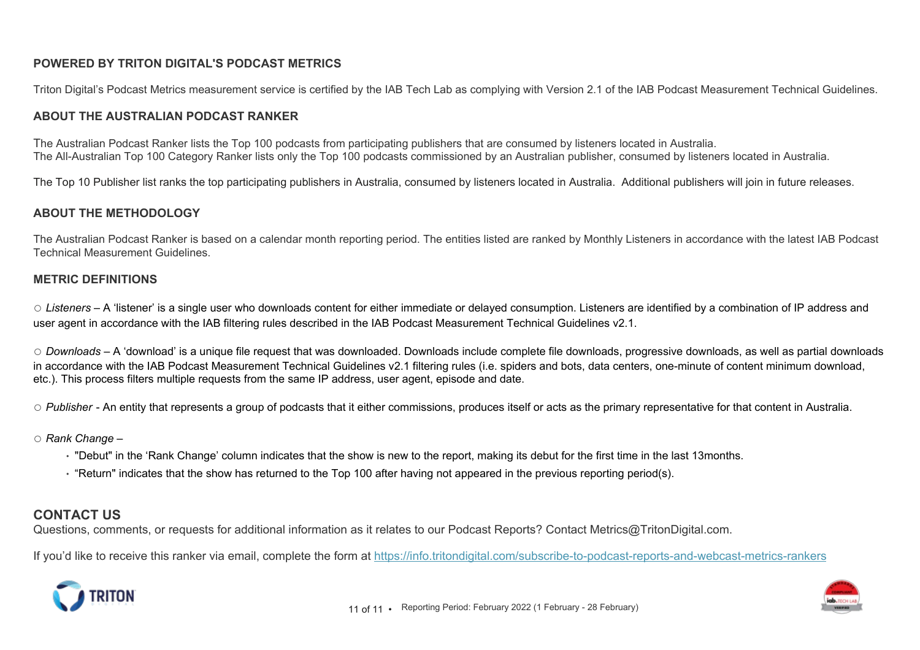## POWERED BY TRITON DIGITAL'S PODCAST METRICS

Triton Digital's Podcast Metrics measurement service is certified by the IAB Tech Lab as complying with Version 2.1 of the IAB Podcast Measurement Technical Guidelines.

## ABOUT THE AUSTRALIAN PODCAST RANKER

The Australian Podcast Ranker lists the Top 100 podcasts from participating publishers that are consumed by listeners located in Australia.
The All-Australian Top 100 Category Ranker lists only the Top 100 podcasts commissioned by an Australian publisher, consumed by listeners located in Australia.

The Top 10 Publisher list ranks the top participating publishers in Australia, consumed by listeners located in Australia. Additional publishers will join in future releases.

## ABOUT THE METHODOLOGY

The Australian Podcast Ranker is based on a calendar month reporting period. The entities listed are ranked by Monthly Listeners in accordance with the latest IAB Podcast Technical Measurement Guidelines.

## METRIC DEFINITIONS

○ *Listeners* – A 'listener' is a single user who downloads content for either immediate or delayed consumption. Listeners are identified by a combination of IP address and user agent in accordance with the IAB filtering rules described in the IAB Podcast Measurement Technical Guidelines v2.1.

○ *Downloads* – A 'download' is a unique file request that was downloaded. Downloads include complete file downloads, progressive downloads, as well as partial downloads in accordance with the IAB Podcast Measurement Technical Guidelines v2.1 filtering rules (i.e. spiders and bots, data centers, one-minute of content minimum download, etc.). This process filters multiple requests from the same IP address, user agent, episode and date.

○ *Publisher* - An entity that represents a group of podcasts that it either commissions, produces itself or acts as the primary representative for that content in Australia.

○ *Rank Change* –

- "Debut" in the 'Rank Change' column indicates that the show is new to the report, making its debut for the first time in the last 13months.
- "Return" indicates that the show has returned to the Top 100 after having not appeared in the previous reporting period(s).

## CONTACT US

Questions, comments, or requests for additional information as it relates to our Podcast Reports? Contact Metrics@TritonDigital.com.

If you'd like to receive this ranker via email, complete the form at https://info.tritondigital.com/subscribe-to-podcast-reports-and-webcast-metrics-rankers

Reporting Period: February 2022 (1 February - 28 February)